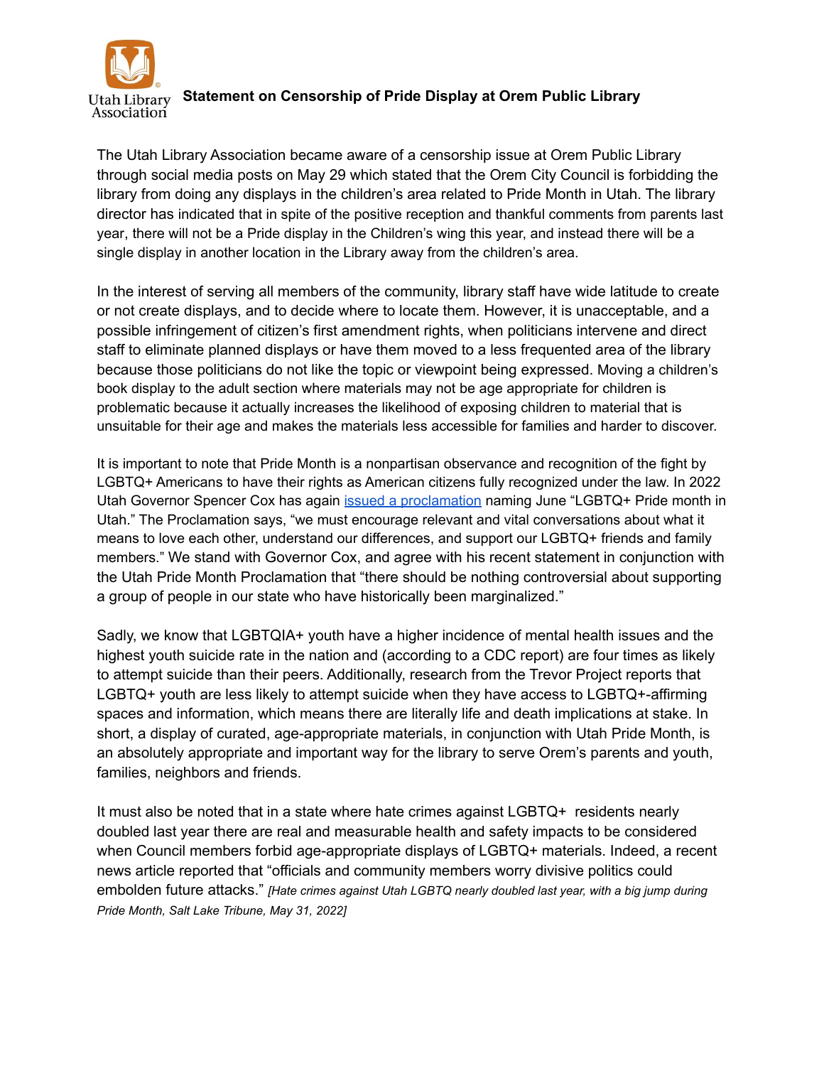Utah Library Association

# Statement on Censorship of Pride Display at Orem Public Library

The Utah Library Association became aware of a censorship issue at Orem Public Library through social media posts on May 29 which stated that the Orem City Council is forbidding the library from doing any displays in the children's area related to Pride Month in Utah. The library director has indicated that in spite of the positive reception and thankful comments from parents last year, there will not be a Pride display in the Children's wing this year, and instead there will be a single display in another location in the Library away from the children's area.

In the interest of serving all members of the community, library staff have wide latitude to create or not create displays, and to decide where to locate them. However, it is unacceptable, and a possible infringement of citizen's first amendment rights, when politicians intervene and direct staff to eliminate planned displays or have them moved to a less frequented area of the library because those politicians do not like the topic or viewpoint being expressed. Moving a children's book display to the adult section where materials may not be age appropriate for children is problematic because it actually increases the likelihood of exposing children to material that is unsuitable for their age and makes the materials less accessible for families and harder to discover.

It is important to note that Pride Month is a nonpartisan observance and recognition of the fight by LGBTQ+ Americans to have their rights as American citizens fully recognized under the law. In 2022 Utah Governor Spencer Cox has again issued a proclamation naming June "LGBTQ+ Pride month in Utah." The Proclamation says, "we must encourage relevant and vital conversations about what it means to love each other, understand our differences, and support our LGBTQ+ friends and family members." We stand with Governor Cox, and agree with his recent statement in conjunction with the Utah Pride Month Proclamation that "there should be nothing controversial about supporting a group of people in our state who have historically been marginalized."

Sadly, we know that LGBTQIA+ youth have a higher incidence of mental health issues and the highest youth suicide rate in the nation and (according to a CDC report) are four times as likely to attempt suicide than their peers. Additionally, research from the Trevor Project reports that LGBTQ+ youth are less likely to attempt suicide when they have access to LGBTQ+-affirming spaces and information, which means there are literally life and death implications at stake. In short, a display of curated, age-appropriate materials, in conjunction with Utah Pride Month, is an absolutely appropriate and important way for the library to serve Orem's parents and youth, families, neighbors and friends.

It must also be noted that in a state where hate crimes against LGBTQ+ residents nearly doubled last year there are real and measurable health and safety impacts to be considered when Council members forbid age-appropriate displays of LGBTQ+ materials. Indeed, a recent news article reported that "officials and community members worry divisive politics could embolden future attacks." *[Hate crimes against Utah LGBTQ nearly doubled last year, with a big jump during Pride Month, Salt Lake Tribune, May 31, 2022]*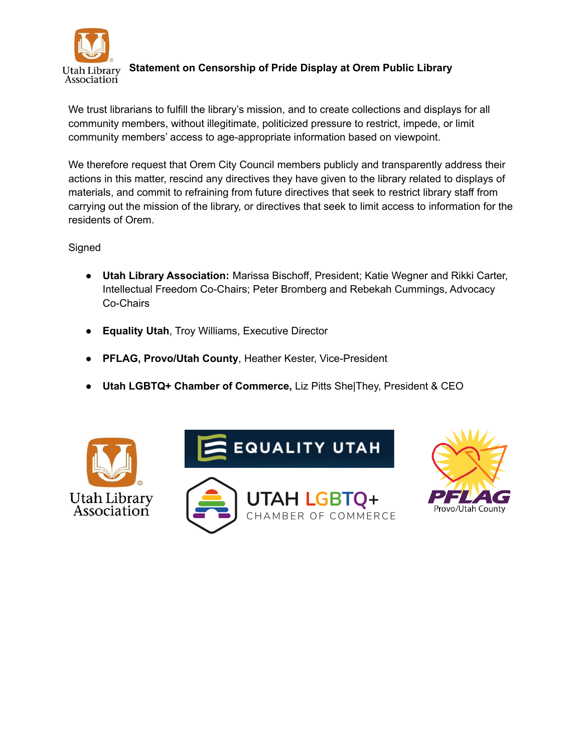**Statement on Censorship of Pride Display at Orem Public Library**

We trust librarians to fulfill the library's mission, and to create collections and displays for all community members, without illegitimate, politicized pressure to restrict, impede, or limit community members' access to age-appropriate information based on viewpoint.

We therefore request that Orem City Council members publicly and transparently address their actions in this matter, rescind any directives they have given to the library related to displays of materials, and commit to refraining from future directives that seek to restrict library staff from carrying out the mission of the library, or directives that seek to limit access to information for the residents of Orem.

Signed

- **Utah Library Association:** Marissa Bischoff, President; Katie Wegner and Rikki Carter, Intellectual Freedom Co-Chairs; Peter Bromberg and Rebekah Cummings, Advocacy Co-Chairs
- **Equality Utah**, Troy Williams, Executive Director
- **PFLAG, Provo/Utah County**, Heather Kester, Vice-President
- **Utah LGBTQ+ Chamber of Commerce,** Liz Pitts She|They, President & CEO